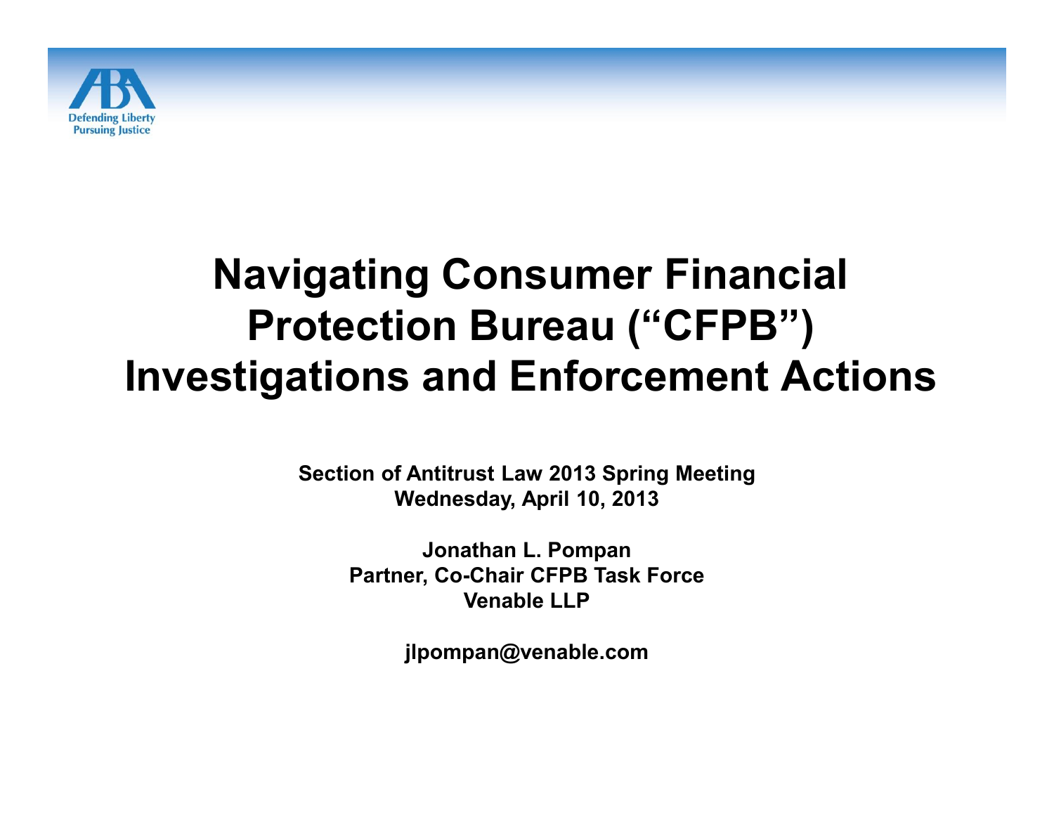# Navigating Consumer Financial Protection Bureau ("CFPB") Investigations and Enforcement Actions

**Section of Antitrust Law 2013 Spring Meeting**
**Wednesday, April 10, 2013**

**Jonathan L. Pompan**
**Partner, Co-Chair CFPB Task Force**
**Venable LLP**

**jlpompan@venable.com**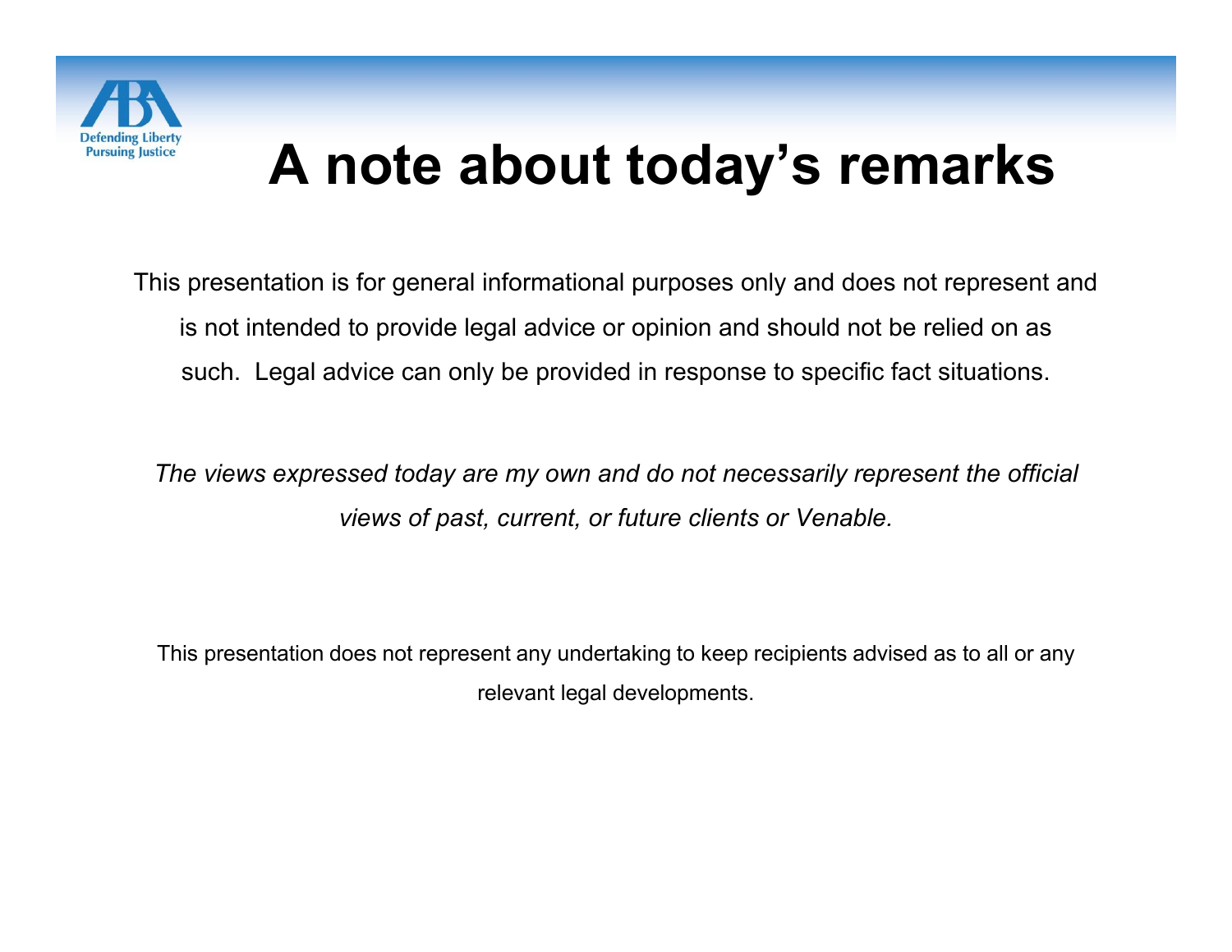# A note about today's remarks

This presentation is for general informational purposes only and does not represent and is not intended to provide legal advice or opinion and should not be relied on as such. Legal advice can only be provided in response to specific fact situations.

*The views expressed today are my own and do not necessarily represent the official views of past, current, or future clients or Venable.*

This presentation does not represent any undertaking to keep recipients advised as to all or any relevant legal developments.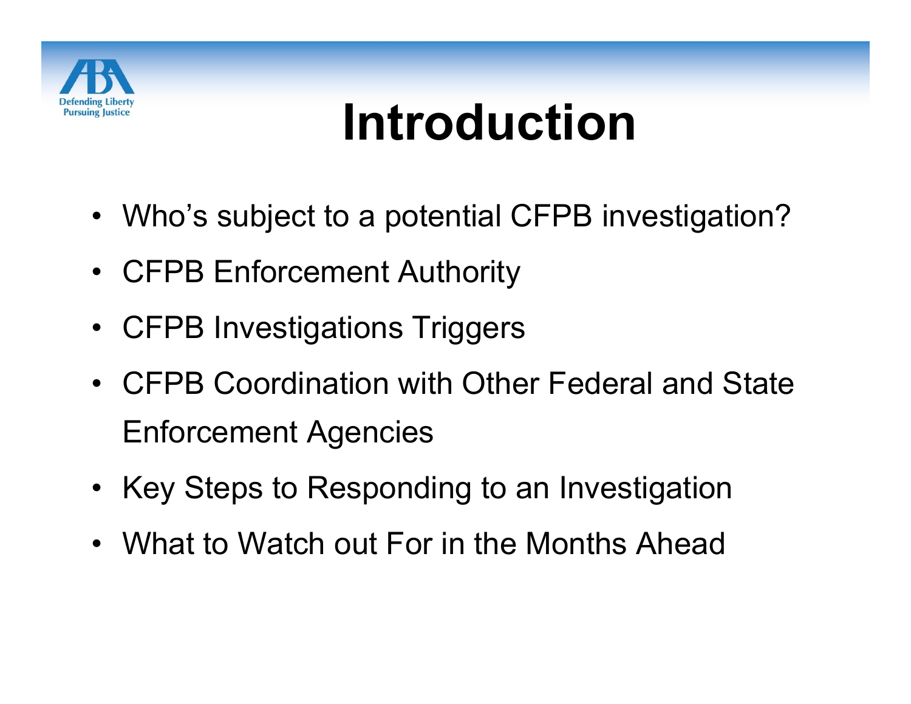# Introduction

- Who's subject to a potential CFPB investigation?
- CFPB Enforcement Authority
- CFPB Investigations Triggers
- CFPB Coordination with Other Federal and State Enforcement Agencies
- Key Steps to Responding to an Investigation
- What to Watch out For in the Months Ahead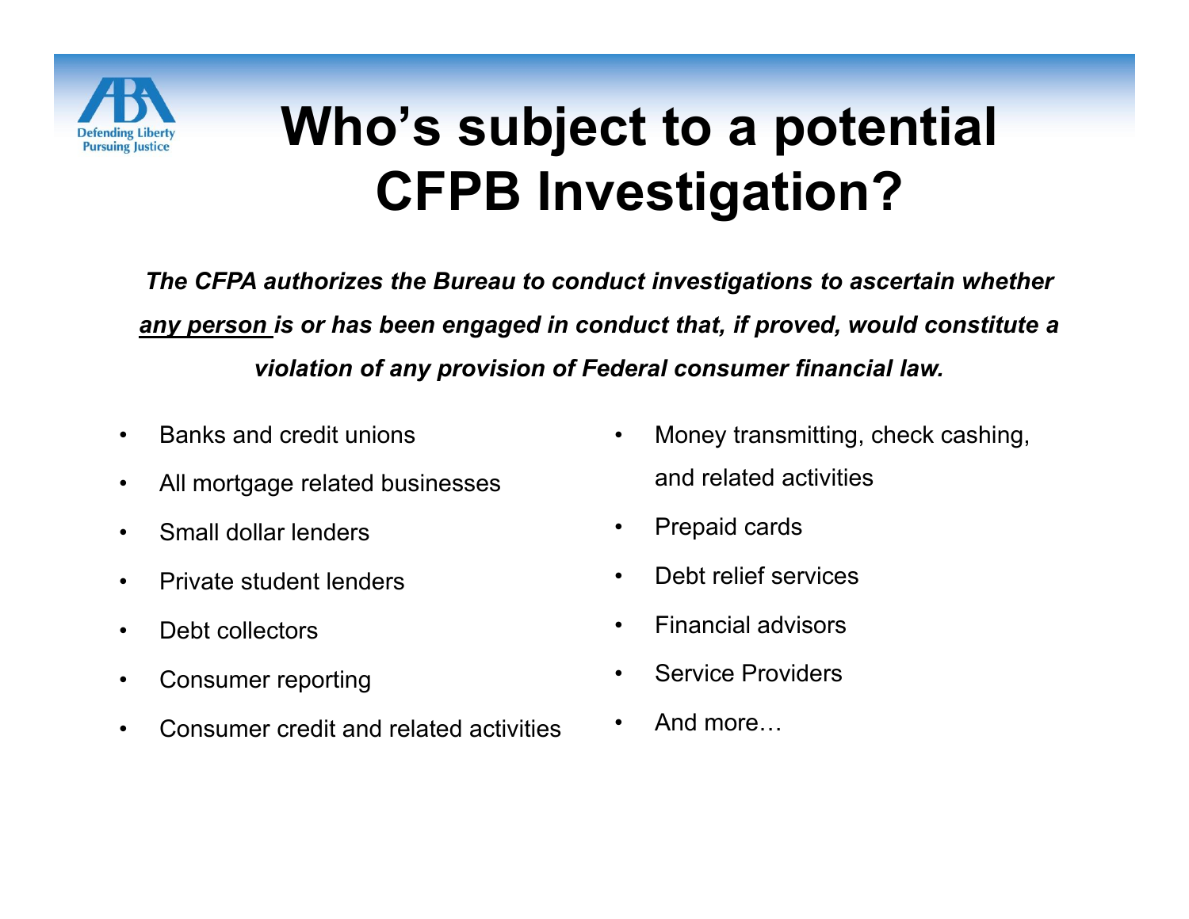# Who's subject to a potential CFPB Investigation?

***The CFPA authorizes the Bureau to conduct investigations to ascertain whether <u>any person</u> is or has been engaged in conduct that, if proved, would constitute a violation of any provision of Federal consumer financial law.***

- Banks and credit unions
- All mortgage related businesses
- Small dollar lenders
- Private student lenders
- Debt collectors
- Consumer reporting
- Consumer credit and related activities
- Money transmitting, check cashing, and related activities
- Prepaid cards
- Debt relief services
- Financial advisors
- Service Providers
- And more…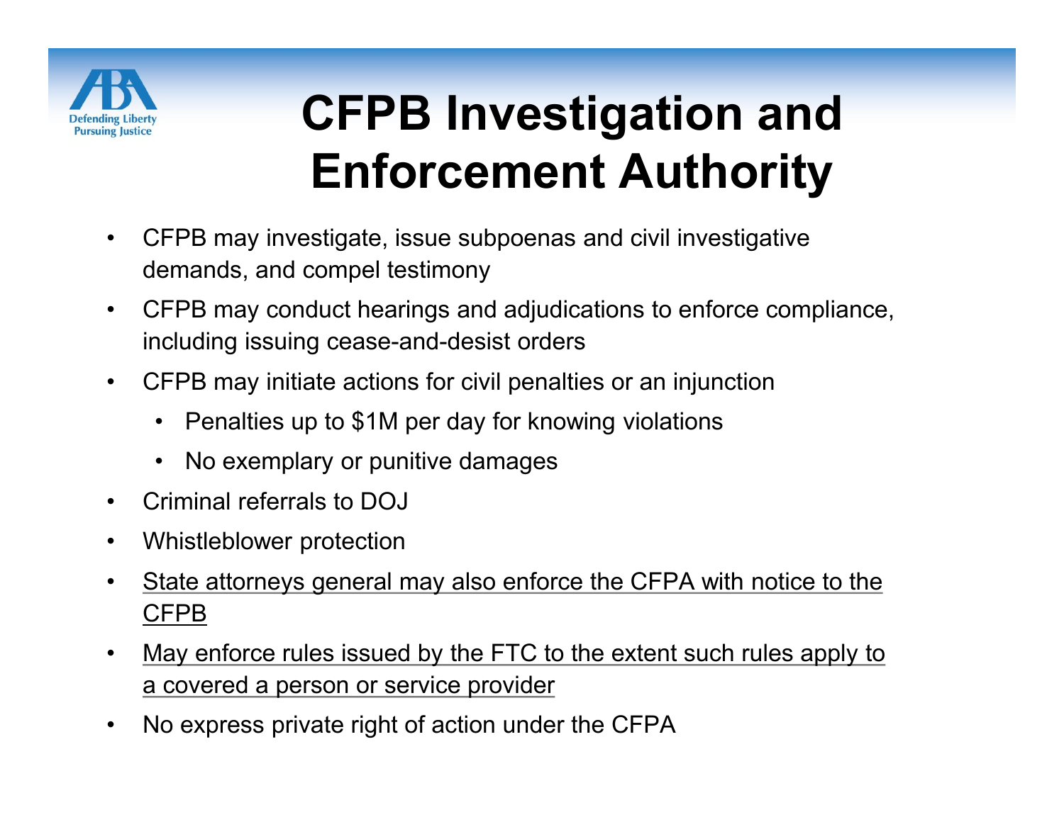# CFPB Investigation and Enforcement Authority

- CFPB may investigate, issue subpoenas and civil investigative demands, and compel testimony
- CFPB may conduct hearings and adjudications to enforce compliance, including issuing cease-and-desist orders
- CFPB may initiate actions for civil penalties or an injunction
  - Penalties up to $1M per day for knowing violations
  - No exemplary or punitive damages
- Criminal referrals to DOJ
- Whistleblower protection
- <u>State attorneys general may also enforce the CFPA with notice to the CFPB</u>
- <u>May enforce rules issued by the FTC to the extent such rules apply to a covered a person or service provider</u>
- No express private right of action under the CFPA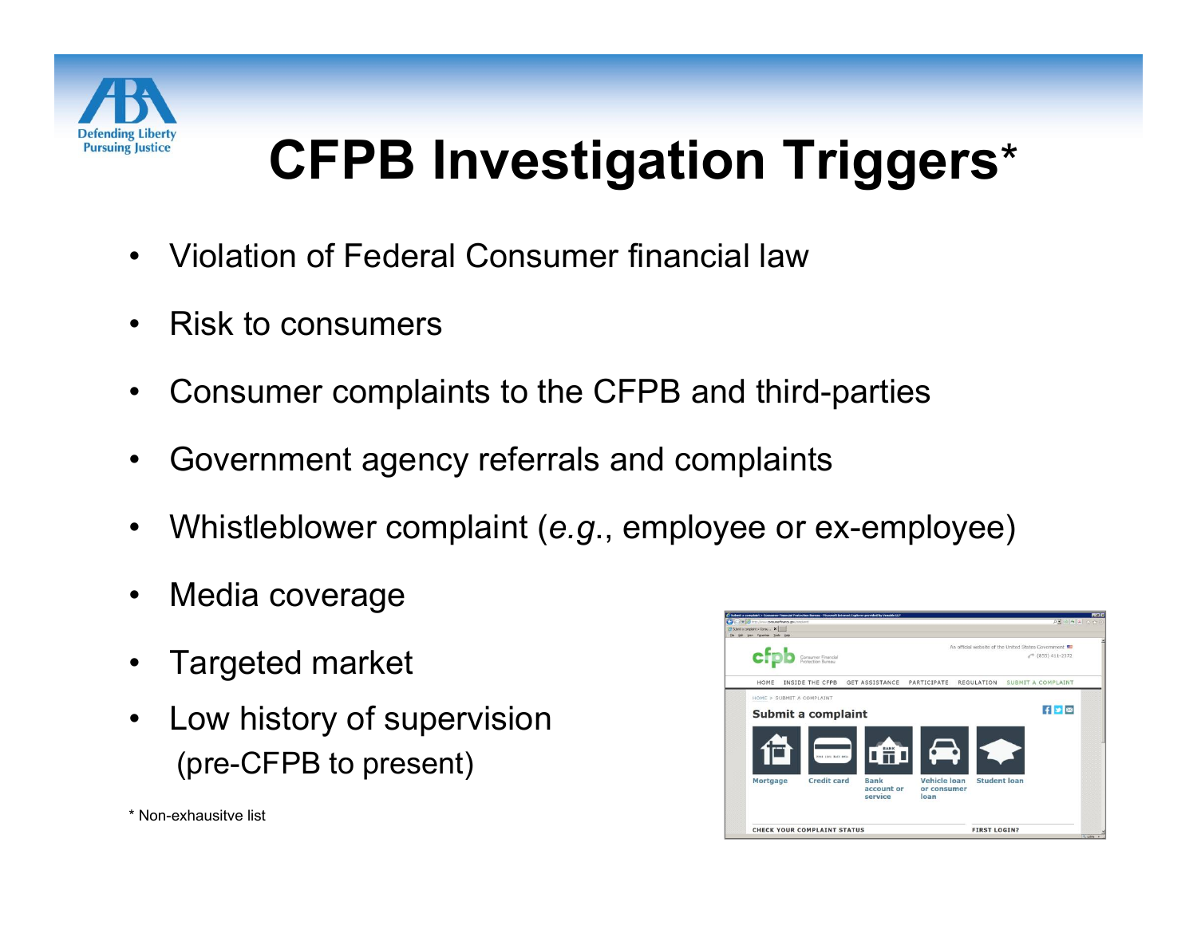# CFPB Investigation Triggers*

- Violation of Federal Consumer financial law
- Risk to consumers
- Consumer complaints to the CFPB and third-parties
- Government agency referrals and complaints
- Whistleblower complaint (*e.g.*, employee or ex-employee)
- Media coverage
- Targeted market
- Low history of supervision (pre-CFPB to present)

\* Non-exhausitve list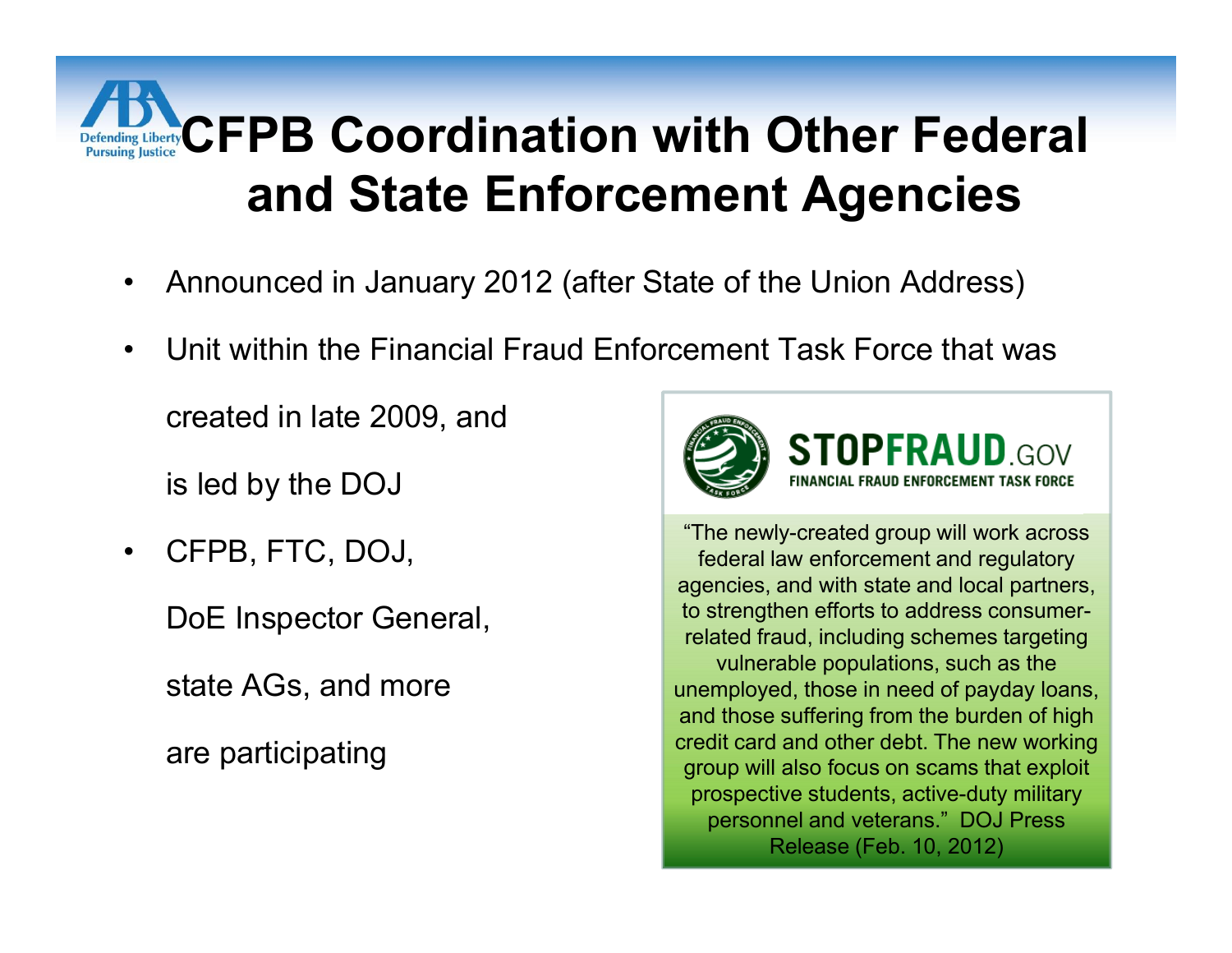# CFPB Coordination with Other Federal and State Enforcement Agencies

- Announced in January 2012 (after State of the Union Address)
- Unit within the Financial Fraud Enforcement Task Force that was created in late 2009, and is led by the DOJ
- CFPB, FTC, DOJ, DoE Inspector General, state AGs, and more are participating

**STOPFRAUD.GOV**
FINANCIAL FRAUD ENFORCEMENT TASK FORCE

"The newly-created group will work across federal law enforcement and regulatory agencies, and with state and local partners, to strengthen efforts to address consumer-related fraud, including schemes targeting vulnerable populations, such as the unemployed, those in need of payday loans, and those suffering from the burden of high credit card and other debt. The new working group will also focus on scams that exploit prospective students, active-duty military personnel and veterans." DOJ Press Release (Feb. 10, 2012)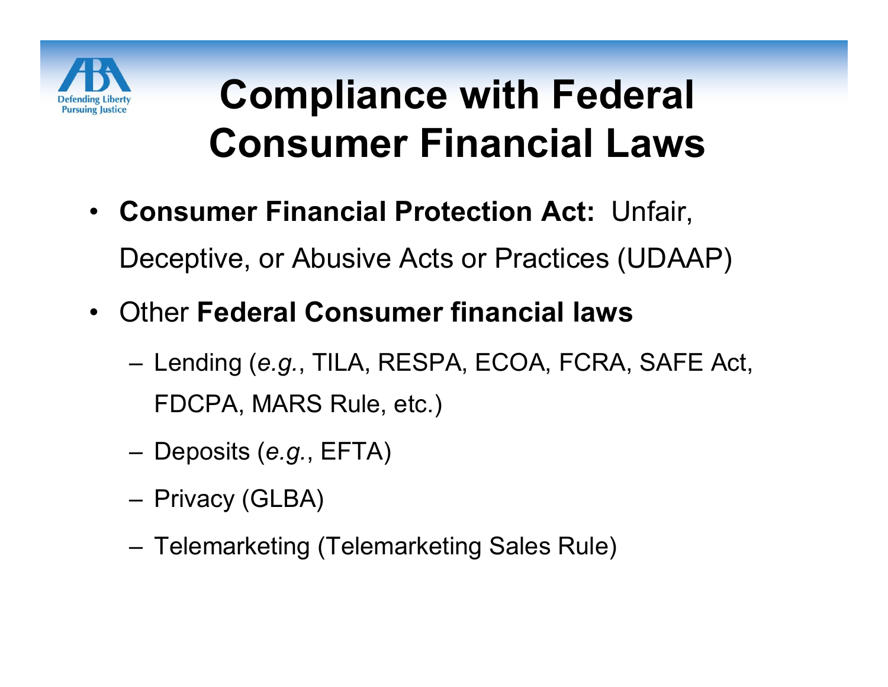# Compliance with Federal Consumer Financial Laws

- **Consumer Financial Protection Act:** Unfair, Deceptive, or Abusive Acts or Practices (UDAAP)
- Other **Federal Consumer financial laws**
  - Lending (*e.g.*, TILA, RESPA, ECOA, FCRA, SAFE Act, FDCPA, MARS Rule, etc.)
  - Deposits (*e.g.*, EFTA)
  - Privacy (GLBA)
  - Telemarketing (Telemarketing Sales Rule)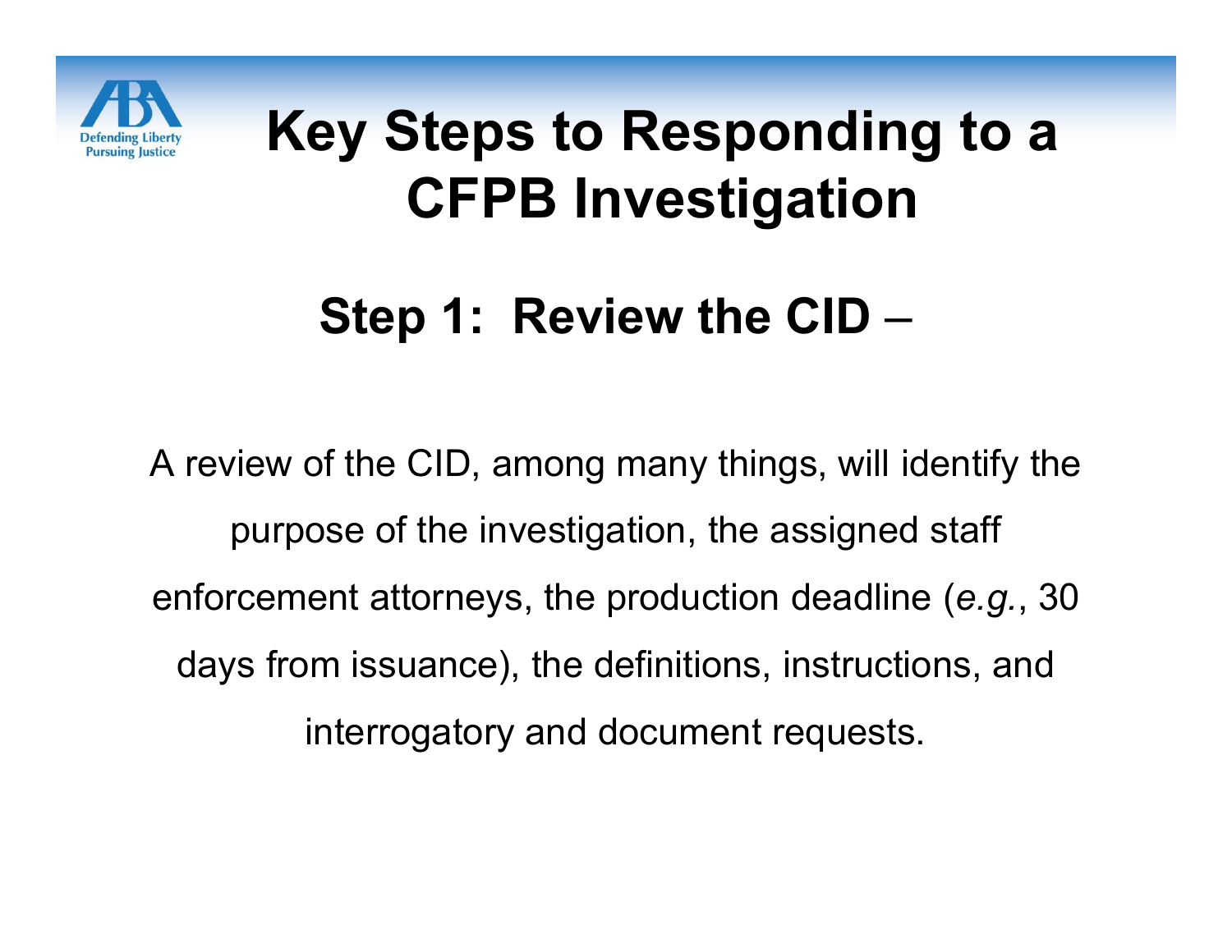# Key Steps to Responding to a CFPB Investigation

## Step 1: Review the CID –

A review of the CID, among many things, will identify the purpose of the investigation, the assigned staff enforcement attorneys, the production deadline (*e.g.*, 30 days from issuance), the definitions, instructions, and interrogatory and document requests.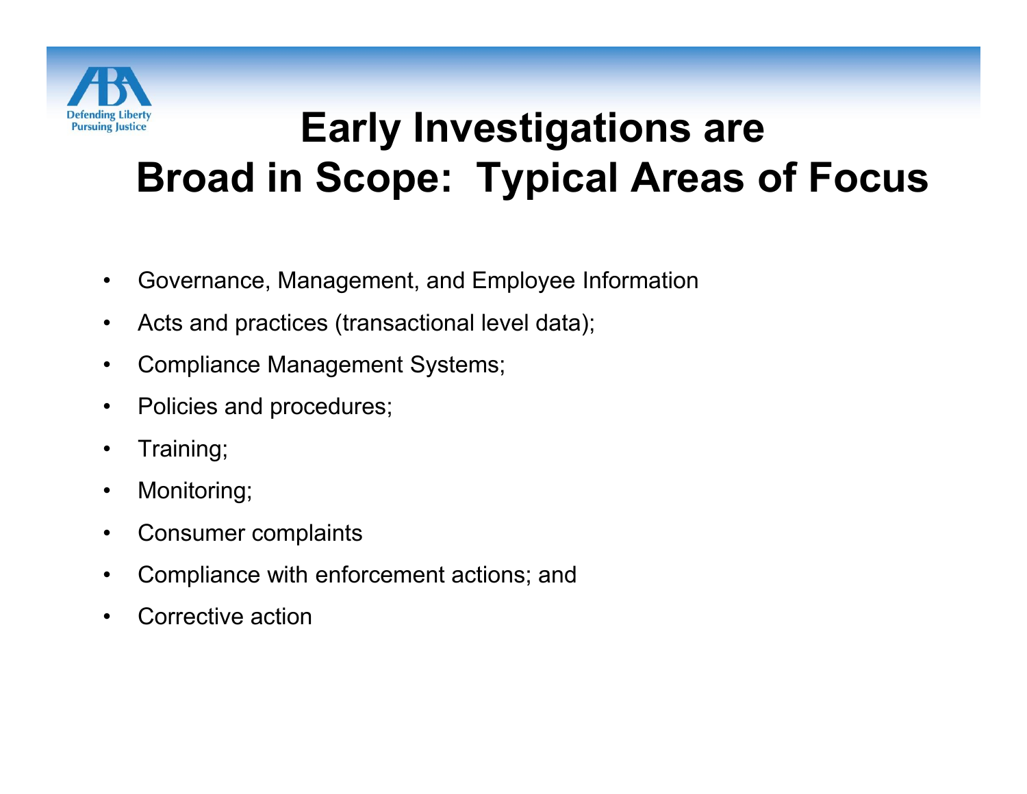# Early Investigations are Broad in Scope: Typical Areas of Focus

- Governance, Management, and Employee Information
- Acts and practices (transactional level data);
- Compliance Management Systems;
- Policies and procedures;
- Training;
- Monitoring;
- Consumer complaints
- Compliance with enforcement actions; and
- Corrective action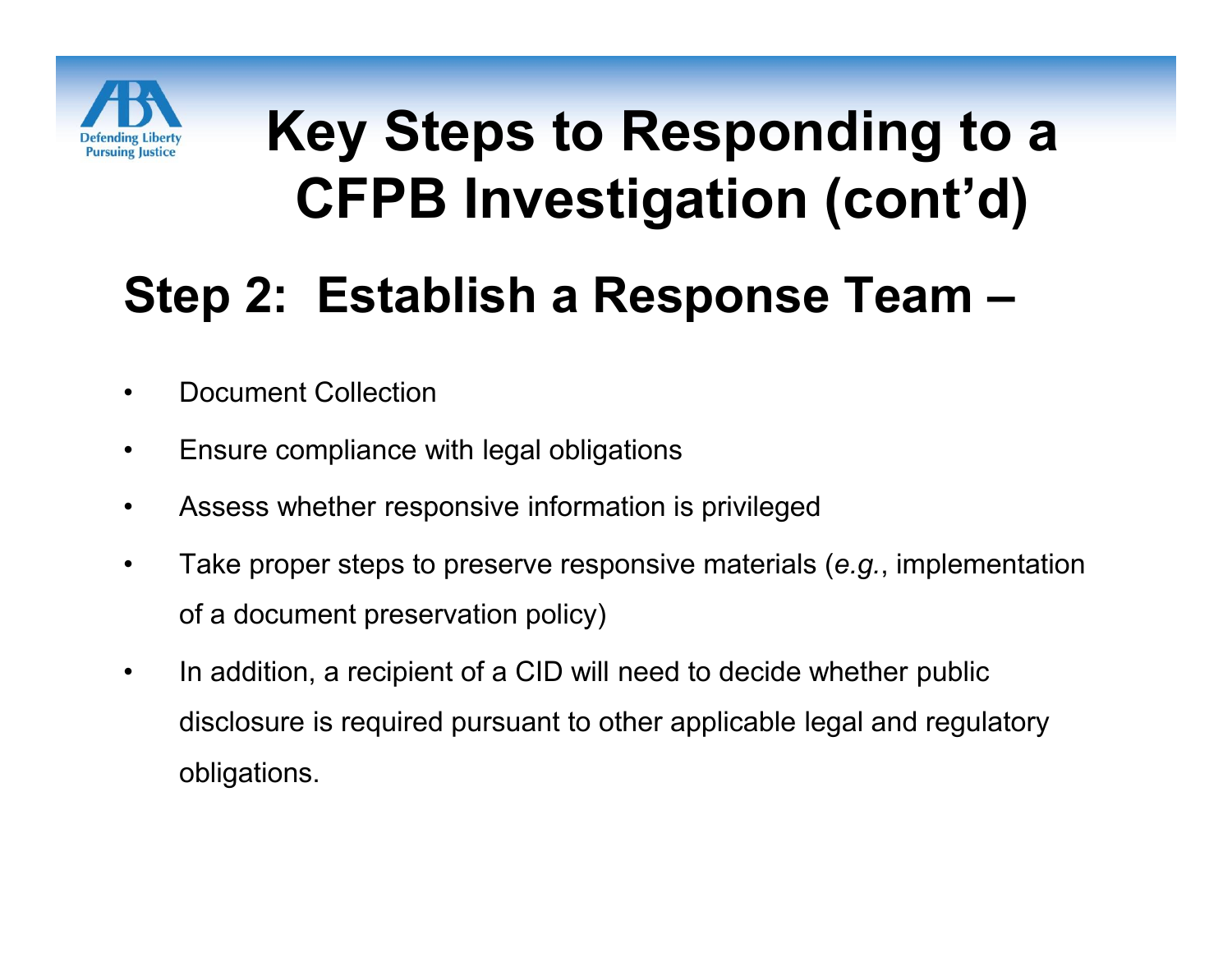# Key Steps to Responding to a CFPB Investigation (cont'd)

## Step 2: Establish a Response Team –

- Document Collection
- Ensure compliance with legal obligations
- Assess whether responsive information is privileged
- Take proper steps to preserve responsive materials (*e.g.*, implementation of a document preservation policy)
- In addition, a recipient of a CID will need to decide whether public disclosure is required pursuant to other applicable legal and regulatory obligations.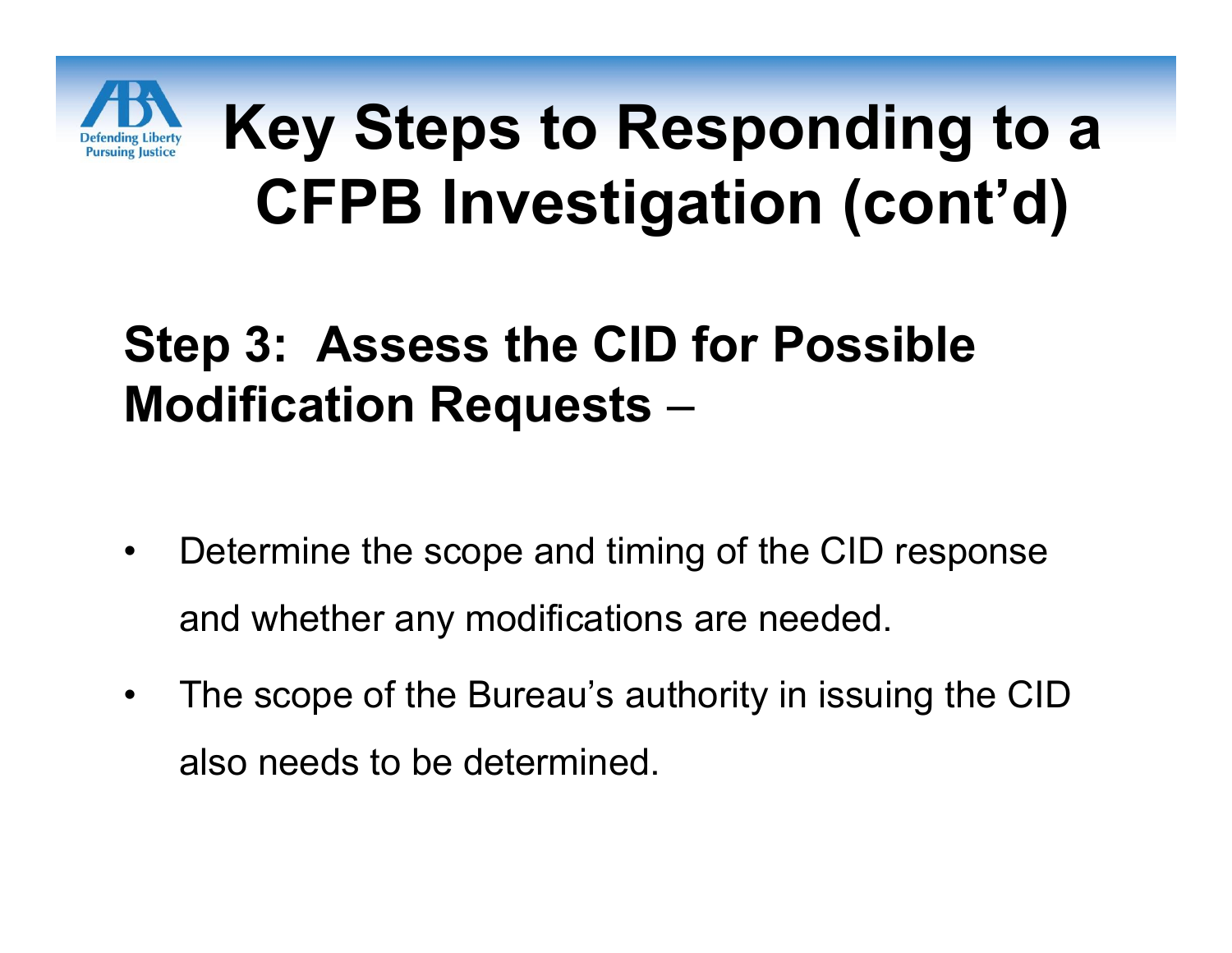# Key Steps to Responding to a CFPB Investigation (cont'd)

**Step 3: Assess the CID for Possible Modification Requests** –

- Determine the scope and timing of the CID response and whether any modifications are needed.
- The scope of the Bureau's authority in issuing the CID also needs to be determined.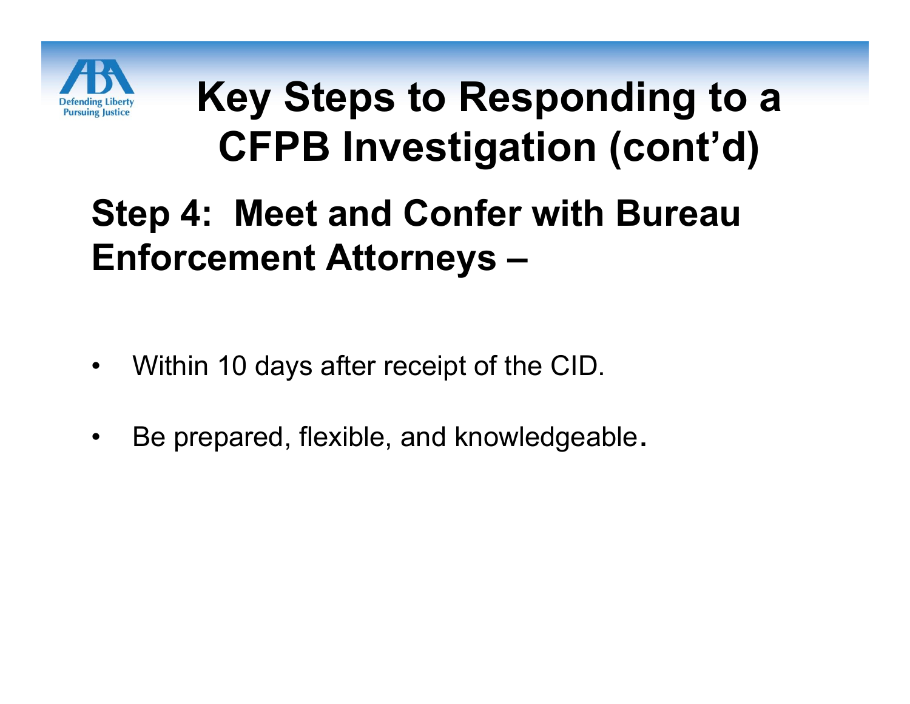# Key Steps to Responding to a CFPB Investigation (cont'd)

## Step 4: Meet and Confer with Bureau Enforcement Attorneys –

- Within 10 days after receipt of the CID.
- Be prepared, flexible, and knowledgeable.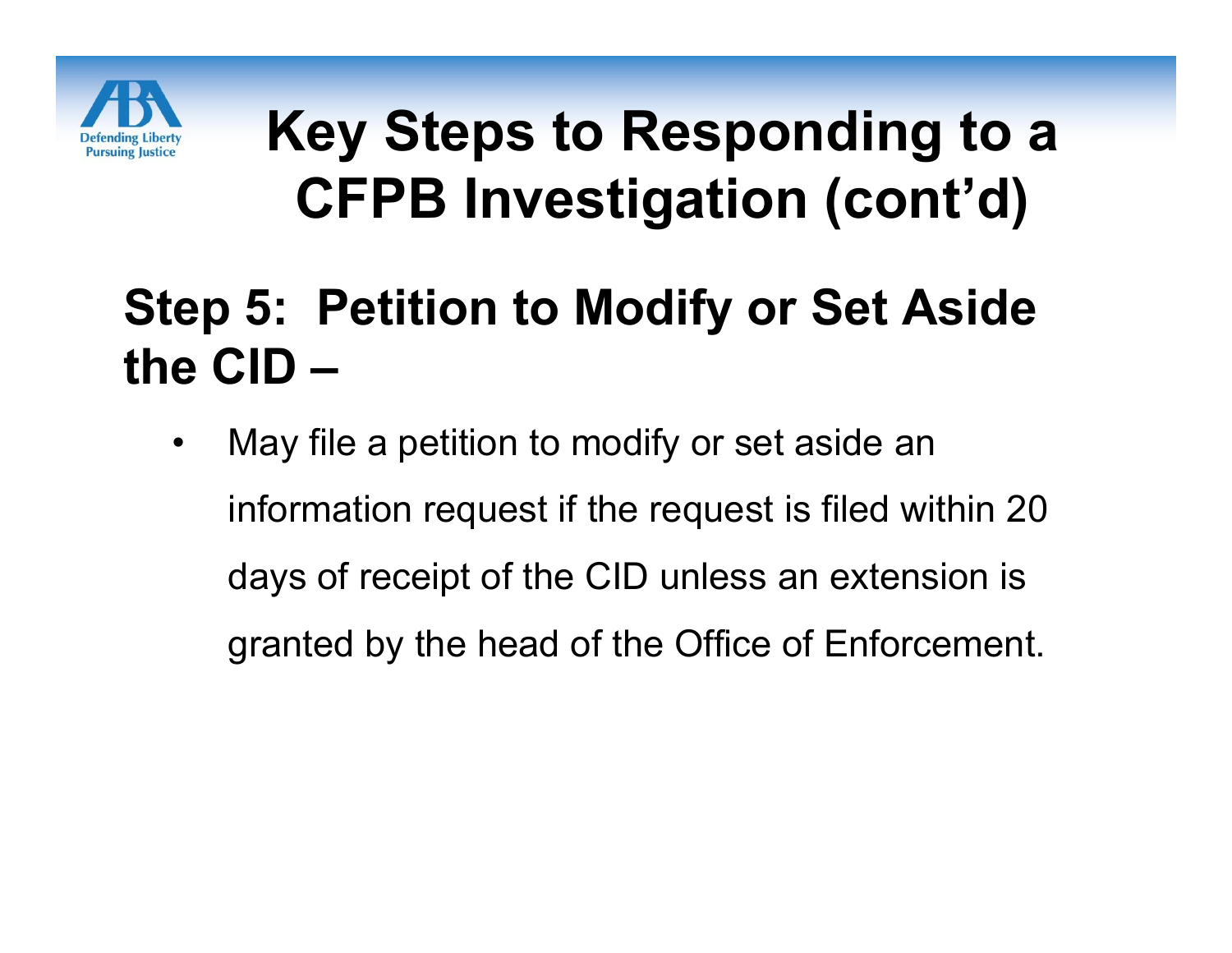# Key Steps to Responding to a CFPB Investigation (cont'd)

## Step 5: Petition to Modify or Set Aside the CID –

- May file a petition to modify or set aside an information request if the request is filed within 20 days of receipt of the CID unless an extension is granted by the head of the Office of Enforcement.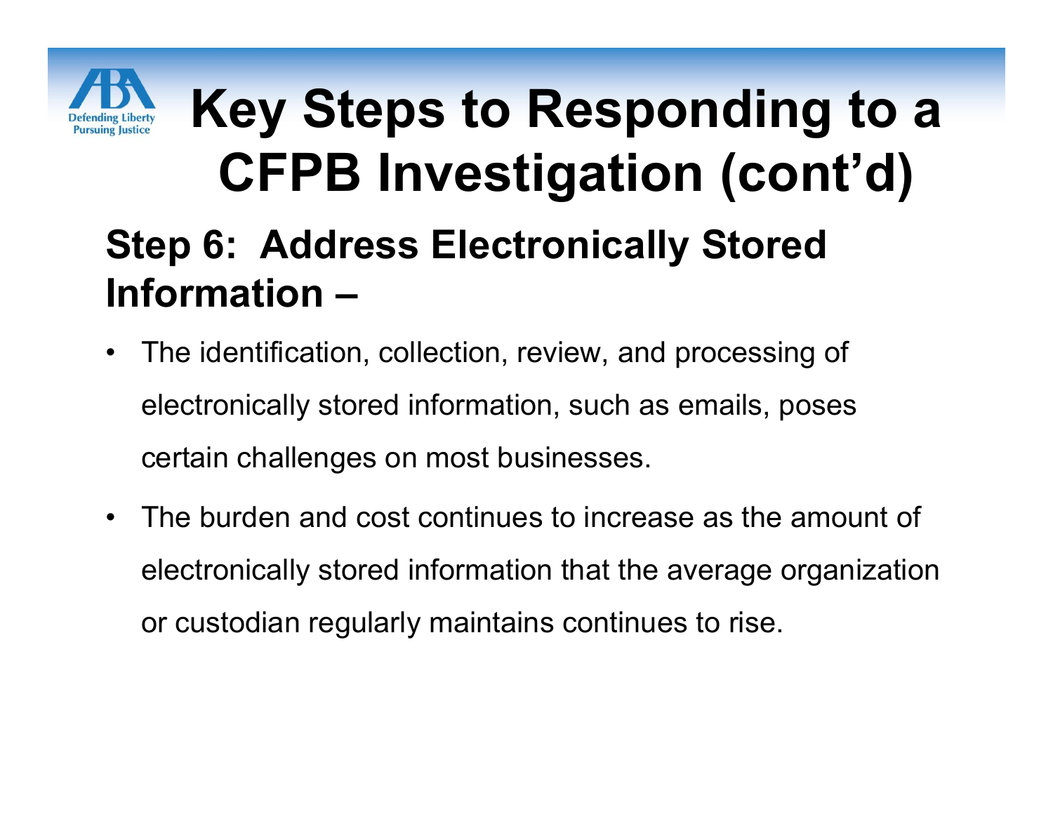# Key Steps to Responding to a CFPB Investigation (cont'd)

## Step 6: Address Electronically Stored Information –

- The identification, collection, review, and processing of electronically stored information, such as emails, poses certain challenges on most businesses.
- The burden and cost continues to increase as the amount of electronically stored information that the average organization or custodian regularly maintains continues to rise.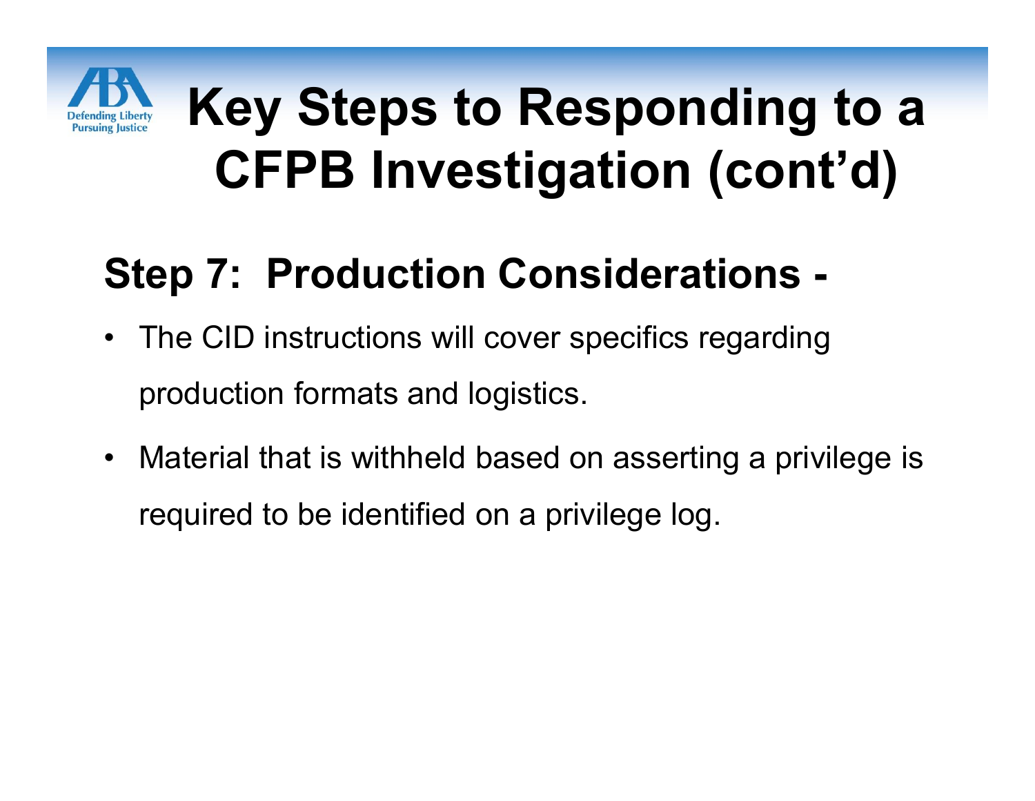# Key Steps to Responding to a CFPB Investigation (cont'd)

## Step 7: Production Considerations -

- The CID instructions will cover specifics regarding production formats and logistics.
- Material that is withheld based on asserting a privilege is required to be identified on a privilege log.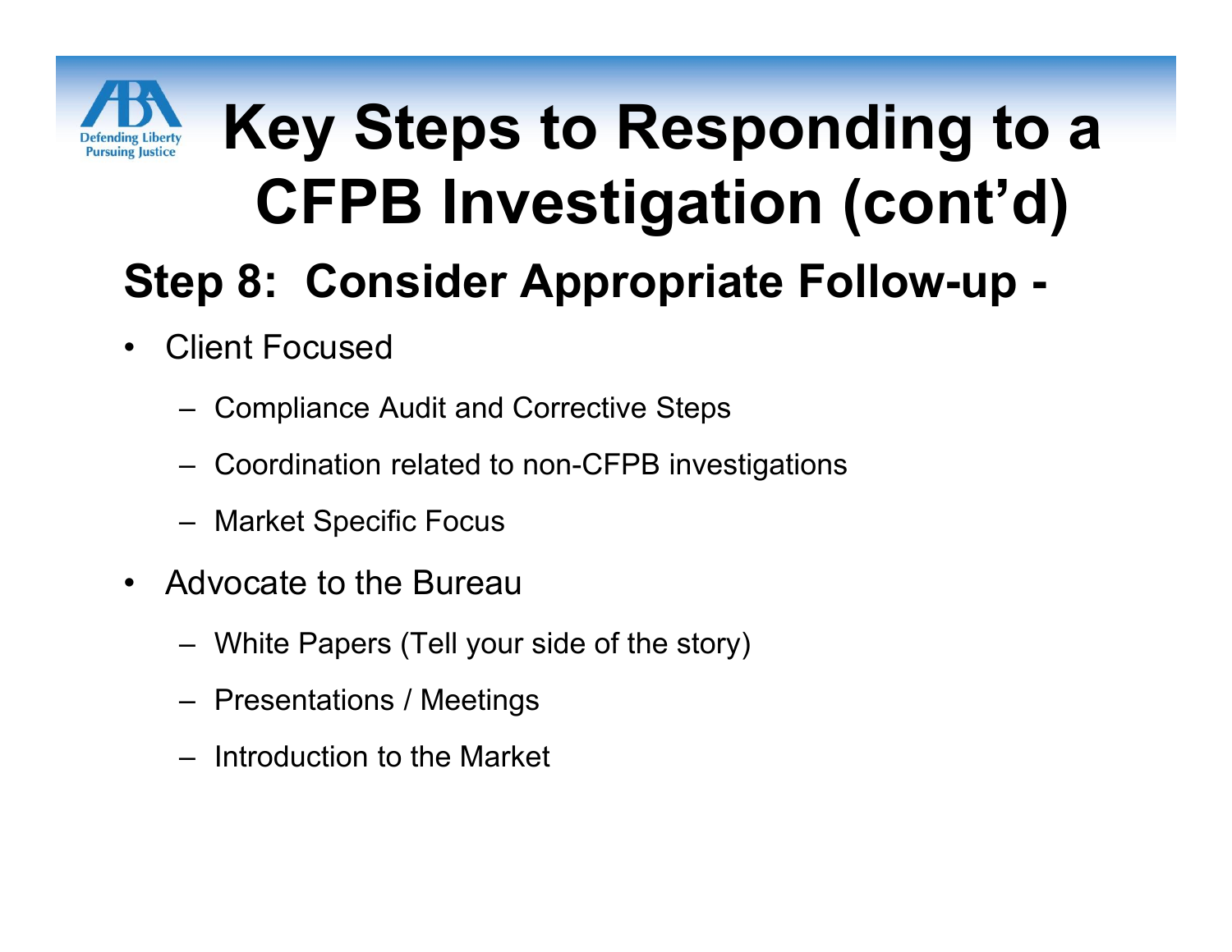# Key Steps to Responding to a CFPB Investigation (cont'd)

## Step 8: Consider Appropriate Follow-up -

- Client Focused
  - Compliance Audit and Corrective Steps
  - Coordination related to non-CFPB investigations
  - Market Specific Focus
- Advocate to the Bureau
  - White Papers (Tell your side of the story)
  - Presentations / Meetings
  - Introduction to the Market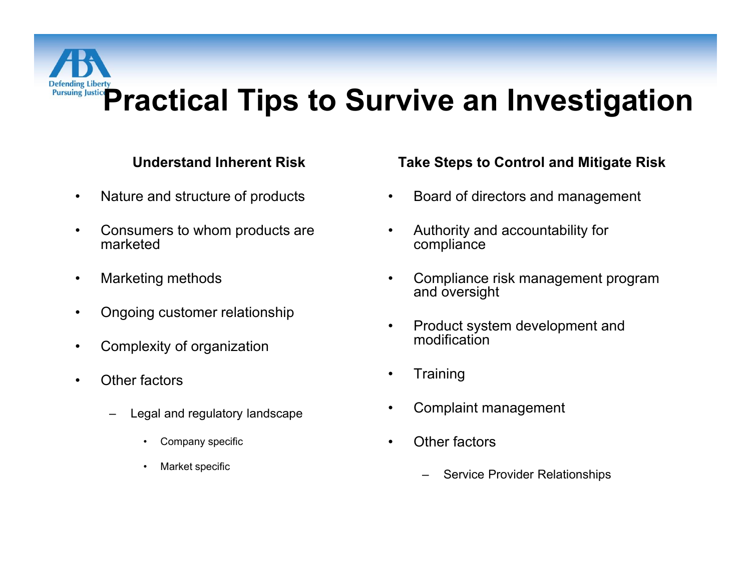# Practical Tips to Survive an Investigation

**Understand Inherent Risk**

- Nature and structure of products
- Consumers to whom products are marketed
- Marketing methods
- Ongoing customer relationship
- Complexity of organization
- Other factors
  - Legal and regulatory landscape
    - Company specific
    - Market specific

**Take Steps to Control and Mitigate Risk**

- Board of directors and management
- Authority and accountability for compliance
- Compliance risk management program and oversight
- Product system development and modification
- Training
- Complaint management
- Other factors
  - Service Provider Relationships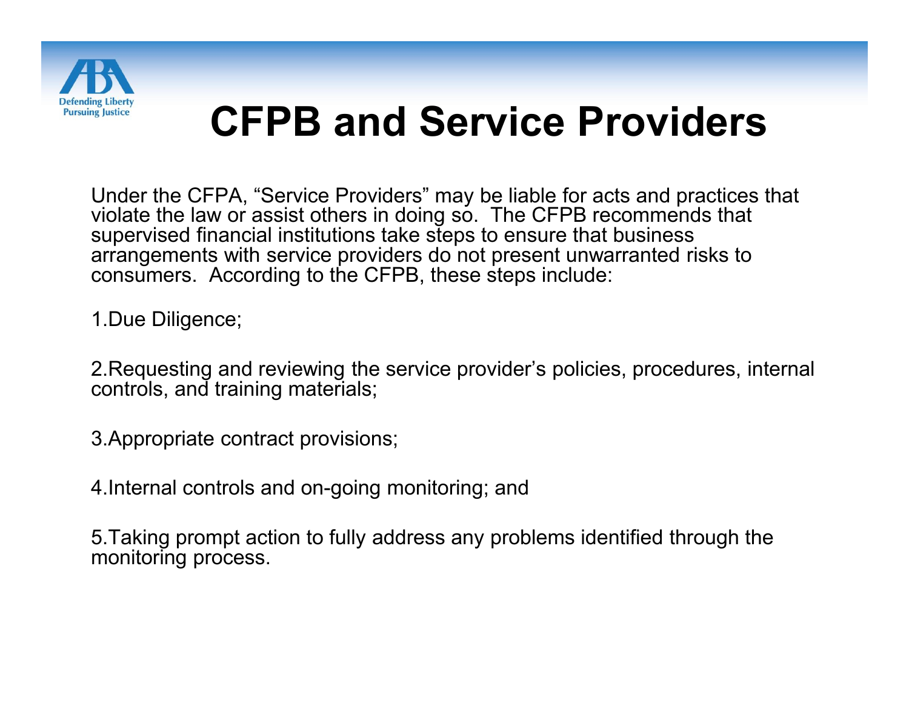# CFPB and Service Providers

Under the CFPA, "Service Providers" may be liable for acts and practices that violate the law or assist others in doing so. The CFPB recommends that supervised financial institutions take steps to ensure that business arrangements with service providers do not present unwarranted risks to consumers. According to the CFPB, these steps include:

1. Due Diligence;

2. Requesting and reviewing the service provider's policies, procedures, internal controls, and training materials;

3. Appropriate contract provisions;

4. Internal controls and on-going monitoring; and

5. Taking prompt action to fully address any problems identified through the monitoring process.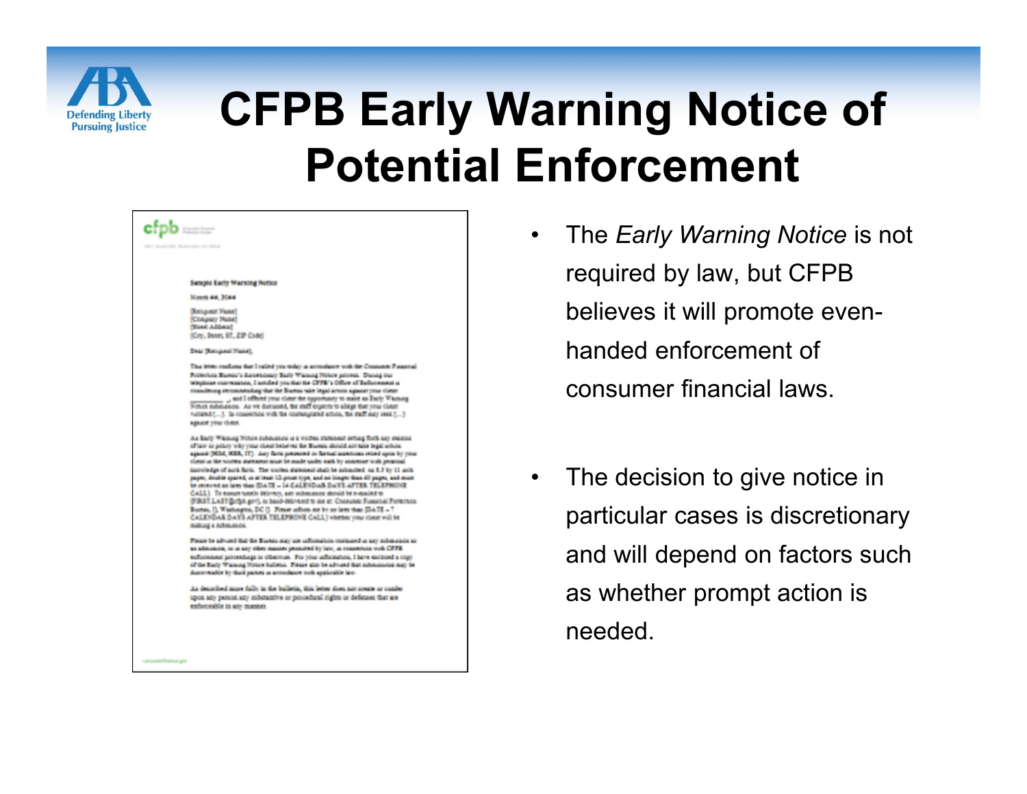# CFPB Early Warning Notice of Potential Enforcement

- The *Early Warning Notice* is not required by law, but CFPB believes it will promote even-handed enforcement of consumer financial laws.
- The decision to give notice in particular cases is discretionary and will depend on factors such as whether prompt action is needed.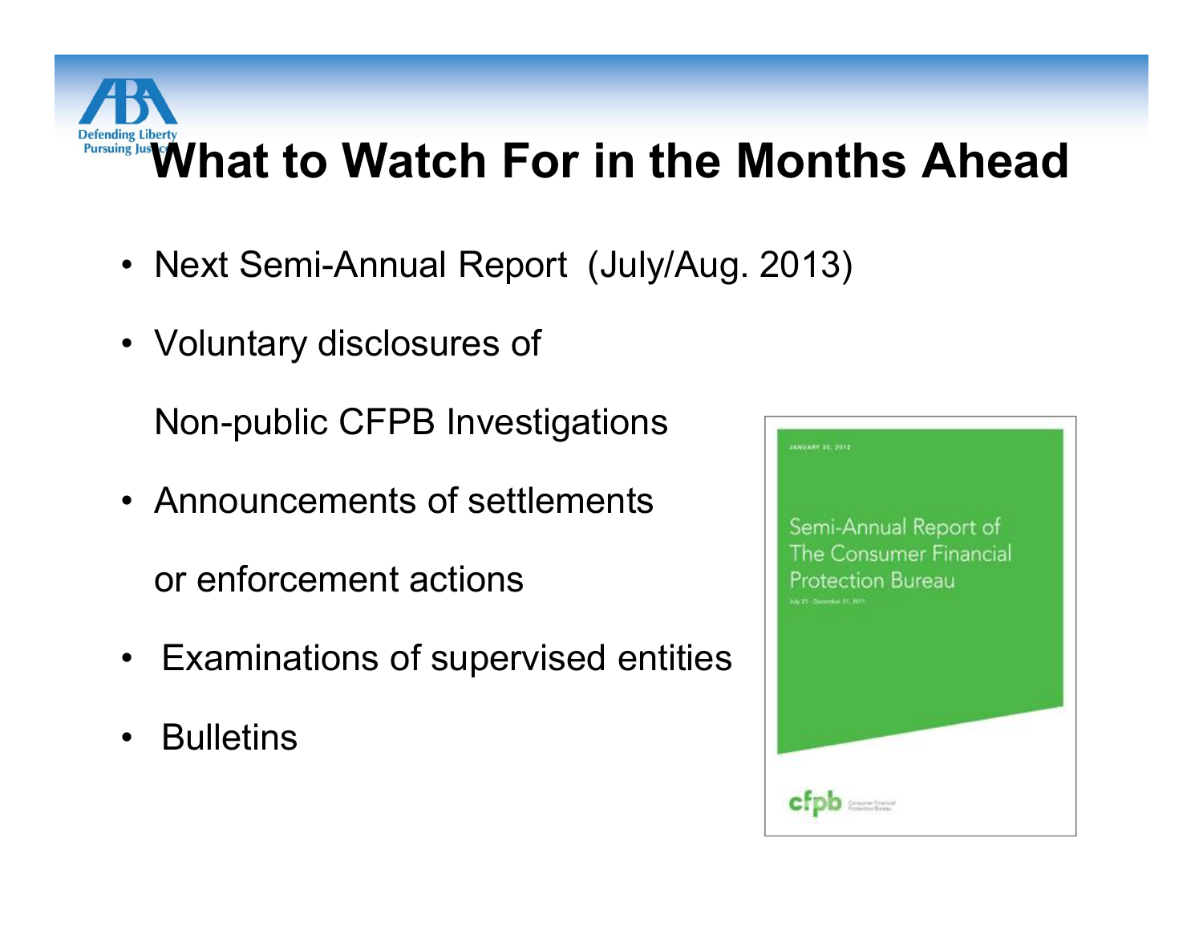# What to Watch For in the Months Ahead

- Next Semi-Annual Report (July/Aug. 2013)
- Voluntary disclosures of Non-public CFPB Investigations
- Announcements of settlements or enforcement actions
- Examinations of supervised entities
- Bulletins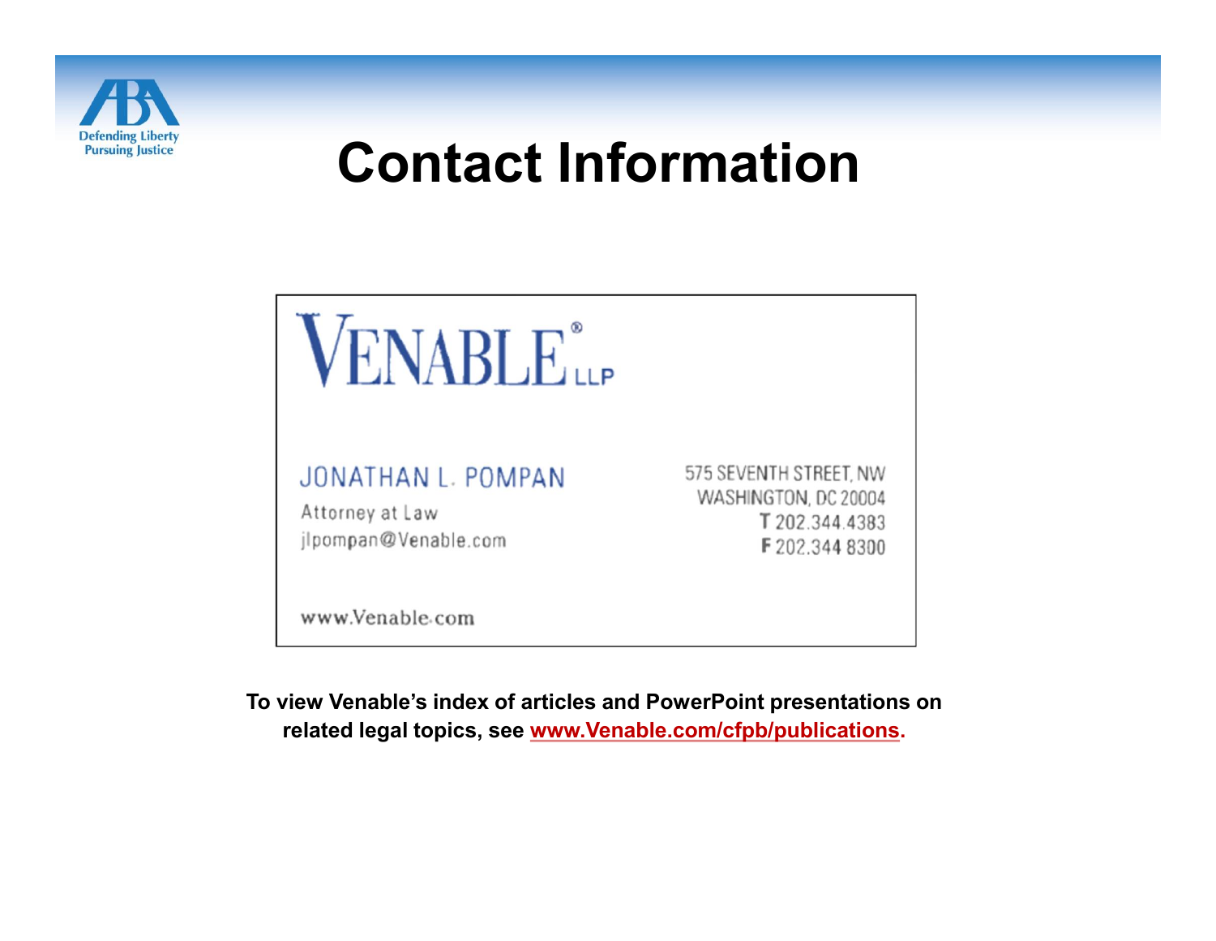# Contact Information

VENABLE® LLP

JONATHAN L. POMPAN

Attorney at Law

jlpompan@Venable.com

575 SEVENTH STREET, NW
WASHINGTON, DC 20004
T 202.344.4383
F 202.344.8300

www.Venable.com

**To view Venable's index of articles and PowerPoint presentations on related legal topics, see www.Venable.com/cfpb/publications.**